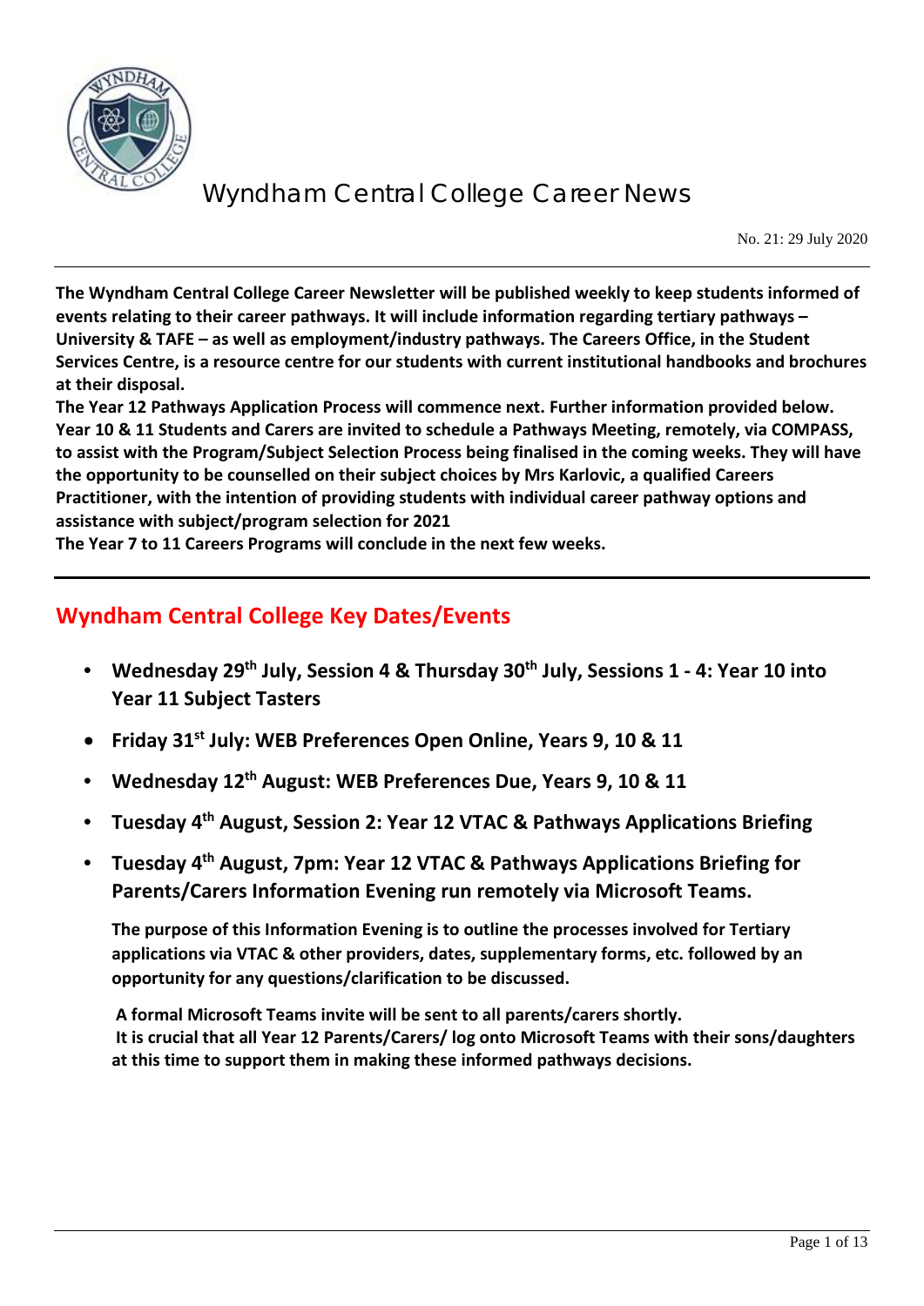# Wyndham Central College Career News

No. 21: 29 July 2020

**The Wyndham Central College Career Newsletter will be published weekly to keep students informed of events relating to their career pathways. It will include information regarding tertiary pathways – University & TAFE – as well as employment/industry pathways. The Careers Office, in the Student Services Centre, is a resource centre for our students with current institutional handbooks and brochures at their disposal.**

**The Year 12 Pathways Application Process will commence next. Further information provided below. Year 10 & 11 Students and Carers are invited to schedule a Pathways Meeting, remotely, via COMPASS, to assist with the Program/Subject Selection Process being finalised in the coming weeks. They will have the opportunity to be counselled on their subject choices by Mrs Karlovic, a qualified Careers Practitioner, with the intention of providing students with individual career pathway options and assistance with subject/program selection for 2021**

**The Year 7 to 11 Careers Programs will conclude in the next few weeks.**

## Wyndham Central College Key Dates/Events

- **Wednesday 29th July, Session 4 & Thursday 30th July, Sessions 1 - 4: Year 10 into Year 11 Subject Tasters**
- **Friday 31st July: WEB Preferences Open Online, Years 9, 10 & 11**
- **Wednesday 12th August: WEB Preferences Due, Years 9, 10 & 11**
- **Tuesday 4th August, Session 2: Year 12 VTAC & Pathways Applications Briefing**
- **Tuesday 4th August, 7pm: Year 12 VTAC & Pathways Applications Briefing for Parents/Carers Information Evening run remotely via Microsoft Teams.**

  **The purpose of this Information Evening is to outline the processes involved for Tertiary applications via VTAC & other providers, dates, supplementary forms, etc. followed by an opportunity for any questions/clarification to be discussed.**

  **A formal Microsoft Teams invite will be sent to all parents/carers shortly.**
  **It is crucial that all Year 12 Parents/Carers/ log onto Microsoft Teams with their sons/daughters at this time to support them in making these informed pathways decisions.**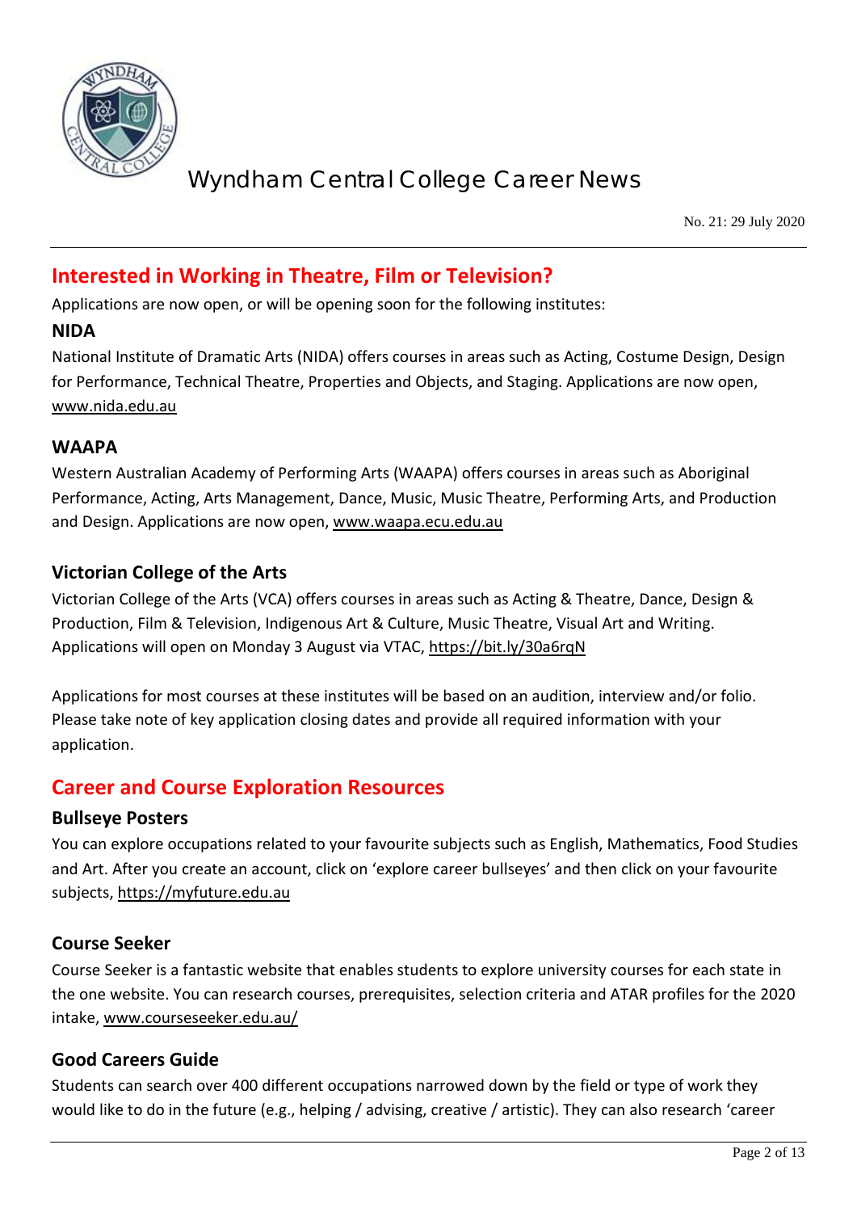## Interested in Working in Theatre, Film or Television?

Applications are now open, or will be opening soon for the following institutes:

### NIDA

National Institute of Dramatic Arts (NIDA) offers courses in areas such as Acting, Costume Design, Design for Performance, Technical Theatre, Properties and Objects, and Staging. Applications are now open, www.nida.edu.au

### WAAPA

Western Australian Academy of Performing Arts (WAAPA) offers courses in areas such as Aboriginal Performance, Acting, Arts Management, Dance, Music, Music Theatre, Performing Arts, and Production and Design. Applications are now open, www.waapa.ecu.edu.au

### Victorian College of the Arts

Victorian College of the Arts (VCA) offers courses in areas such as Acting & Theatre, Dance, Design & Production, Film & Television, Indigenous Art & Culture, Music Theatre, Visual Art and Writing. Applications will open on Monday 3 August via VTAC, https://bit.ly/30a6rqN

Applications for most courses at these institutes will be based on an audition, interview and/or folio. Please take note of key application closing dates and provide all required information with your application.

## Career and Course Exploration Resources

### Bullseye Posters

You can explore occupations related to your favourite subjects such as English, Mathematics, Food Studies and Art. After you create an account, click on 'explore career bullseyes' and then click on your favourite subjects, https://myfuture.edu.au

### Course Seeker

Course Seeker is a fantastic website that enables students to explore university courses for each state in the one website. You can research courses, prerequisites, selection criteria and ATAR profiles for the 2020 intake, www.courseseeker.edu.au/

### Good Careers Guide

Students can search over 400 different occupations narrowed down by the field or type of work they would like to do in the future (e.g., helping / advising, creative / artistic). They can also research 'career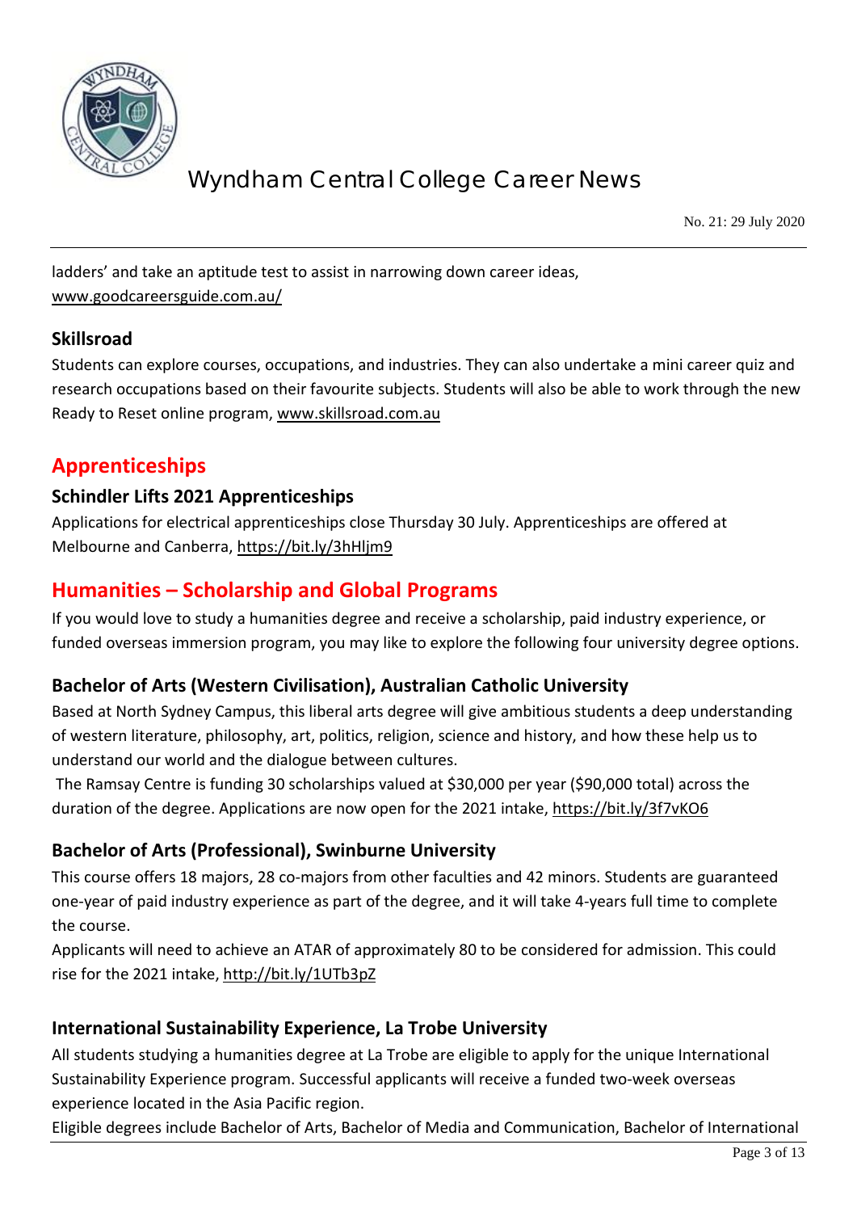ladders' and take an aptitude test to assist in narrowing down career ideas, www.goodcareersguide.com.au/

### Skillsroad

Students can explore courses, occupations, and industries. They can also undertake a mini career quiz and research occupations based on their favourite subjects. Students will also be able to work through the new Ready to Reset online program, www.skillsroad.com.au

## Apprenticeships

### Schindler Lifts 2021 Apprenticeships

Applications for electrical apprenticeships close Thursday 30 July. Apprenticeships are offered at Melbourne and Canberra, https://bit.ly/3hHljm9

## Humanities – Scholarship and Global Programs

If you would love to study a humanities degree and receive a scholarship, paid industry experience, or funded overseas immersion program, you may like to explore the following four university degree options.

### Bachelor of Arts (Western Civilisation), Australian Catholic University

Based at North Sydney Campus, this liberal arts degree will give ambitious students a deep understanding of western literature, philosophy, art, politics, religion, science and history, and how these help us to understand our world and the dialogue between cultures.

The Ramsay Centre is funding 30 scholarships valued at $30,000 per year ($90,000 total) across the duration of the degree. Applications are now open for the 2021 intake, https://bit.ly/3f7vKO6

### Bachelor of Arts (Professional), Swinburne University

This course offers 18 majors, 28 co-majors from other faculties and 42 minors. Students are guaranteed one-year of paid industry experience as part of the degree, and it will take 4-years full time to complete the course.

Applicants will need to achieve an ATAR of approximately 80 to be considered for admission. This could rise for the 2021 intake, http://bit.ly/1UTb3pZ

### International Sustainability Experience, La Trobe University

All students studying a humanities degree at La Trobe are eligible to apply for the unique International Sustainability Experience program. Successful applicants will receive a funded two-week overseas experience located in the Asia Pacific region.

Eligible degrees include Bachelor of Arts, Bachelor of Media and Communication, Bachelor of International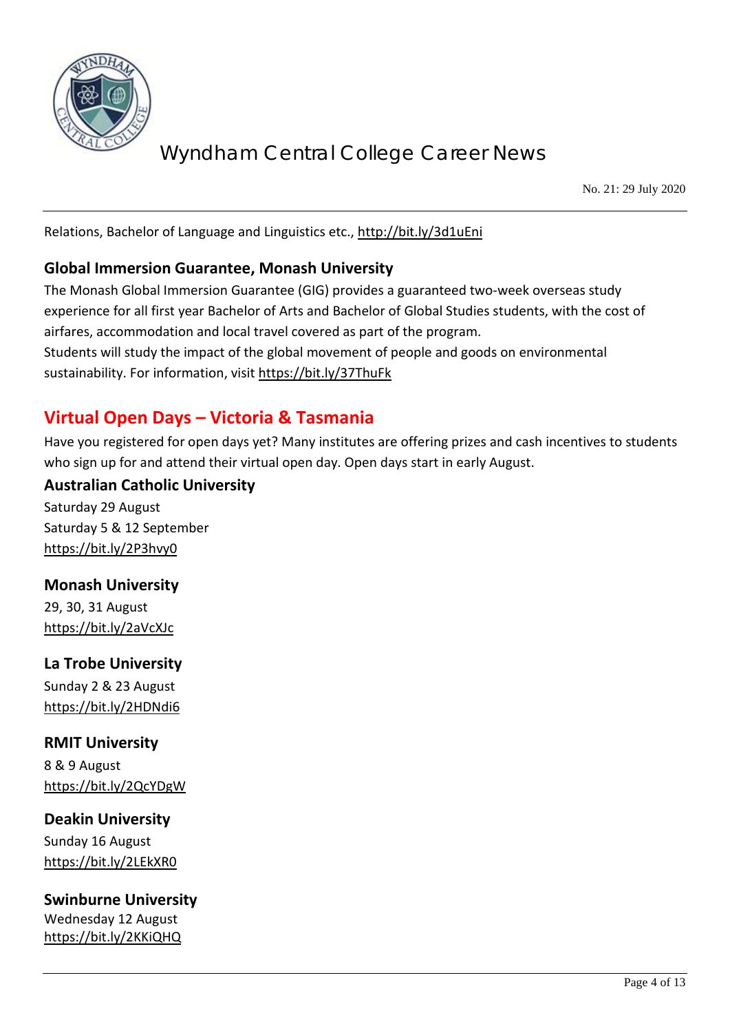Relations, Bachelor of Language and Linguistics etc., http://bit.ly/3d1uEni

### Global Immersion Guarantee, Monash University

The Monash Global Immersion Guarantee (GIG) provides a guaranteed two-week overseas study experience for all first year Bachelor of Arts and Bachelor of Global Studies students, with the cost of airfares, accommodation and local travel covered as part of the program.
Students will study the impact of the global movement of people and goods on environmental sustainability. For information, visit https://bit.ly/37ThuFk

## Virtual Open Days – Victoria & Tasmania

Have you registered for open days yet? Many institutes are offering prizes and cash incentives to students who sign up for and attend their virtual open day. Open days start in early August.

### Australian Catholic University

Saturday 29 August
Saturday 5 & 12 September
https://bit.ly/2P3hvy0

### Monash University

29, 30, 31 August
https://bit.ly/2aVcXJc

### La Trobe University

Sunday 2 & 23 August
https://bit.ly/2HDNdi6

### RMIT University

8 & 9 August
https://bit.ly/2QcYDgW

### Deakin University

Sunday 16 August
https://bit.ly/2LEkXR0

### Swinburne University

Wednesday 12 August
https://bit.ly/2KKiQHQ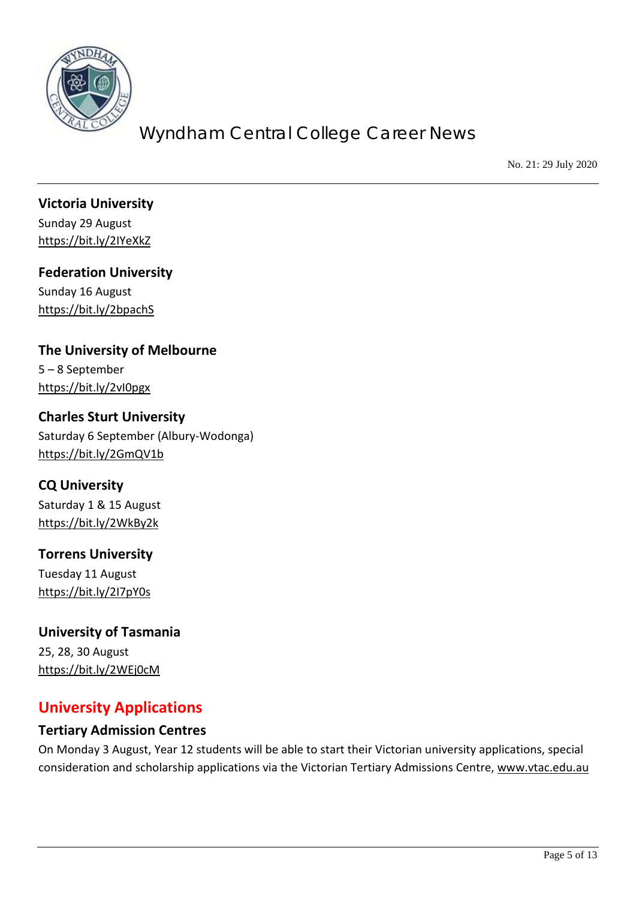### Victoria University

Sunday 29 August
https://bit.ly/2IYeXkZ

### Federation University

Sunday 16 August
https://bit.ly/2bpachS

### The University of Melbourne

5 – 8 September
https://bit.ly/2vI0pgx

### Charles Sturt University

Saturday 6 September (Albury-Wodonga)
https://bit.ly/2GmQV1b

### CQ University

Saturday 1 & 15 August
https://bit.ly/2WkBy2k

### Torrens University

Tuesday 11 August
https://bit.ly/2I7pY0s

### University of Tasmania

25, 28, 30 August
https://bit.ly/2WEj0cM

## University Applications

### Tertiary Admission Centres

On Monday 3 August, Year 12 students will be able to start their Victorian university applications, special consideration and scholarship applications via the Victorian Tertiary Admissions Centre, www.vtac.edu.au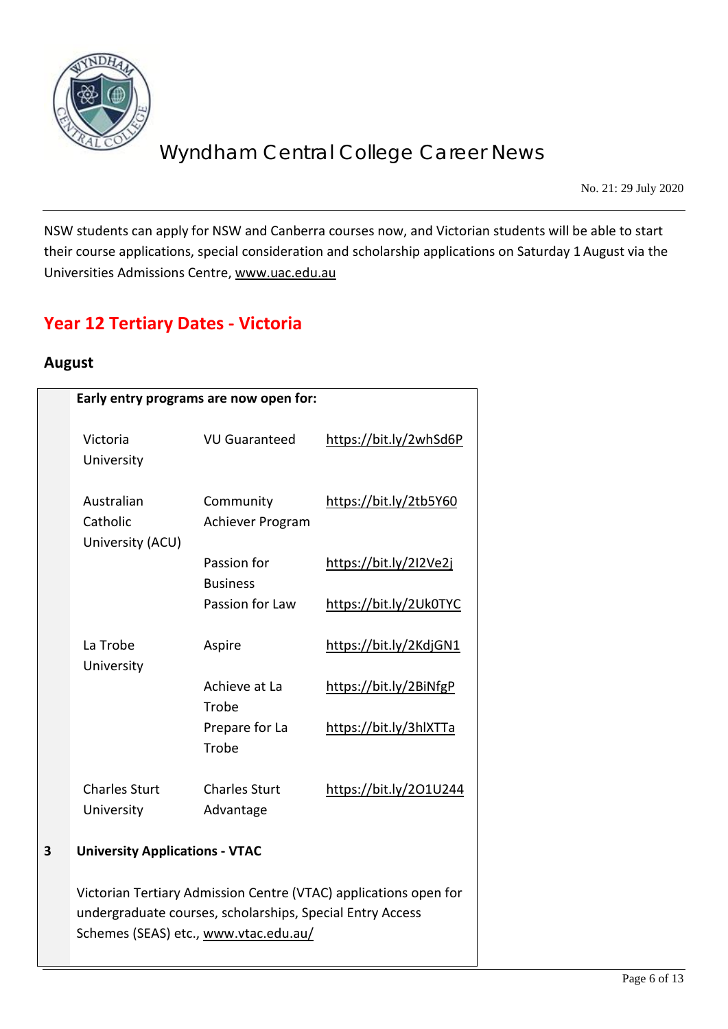NSW students can apply for NSW and Canberra courses now, and Victorian students will be able to start their course applications, special consideration and scholarship applications on Saturday 1 August via the Universities Admissions Centre, www.uac.edu.au

## Year 12 Tertiary Dates - Victoria

### August

| | **Early entry programs are now open for:** | | |
|---|---|---|---|
| | Victoria University | VU Guaranteed | https://bit.ly/2whSd6P |
| | Australian Catholic University (ACU) | Community Achiever Program | https://bit.ly/2tb5Y60 |
| | | Passion for Business | https://bit.ly/2I2Ve2j |
| | | Passion for Law | https://bit.ly/2Uk0TYC |
| | La Trobe University | Aspire | https://bit.ly/2KdjGN1 |
| | | Achieve at La Trobe | https://bit.ly/2BiNfgP |
| | | Prepare for La Trobe | https://bit.ly/3hlXTTa |
| | Charles Sturt University | Charles Sturt Advantage | https://bit.ly/2O1U244 |
| 3 | **University Applications - VTAC**<br><br>Victorian Tertiary Admission Centre (VTAC) applications open for undergraduate courses, scholarships, Special Entry Access Schemes (SEAS) etc., www.vtac.edu.au/ | | |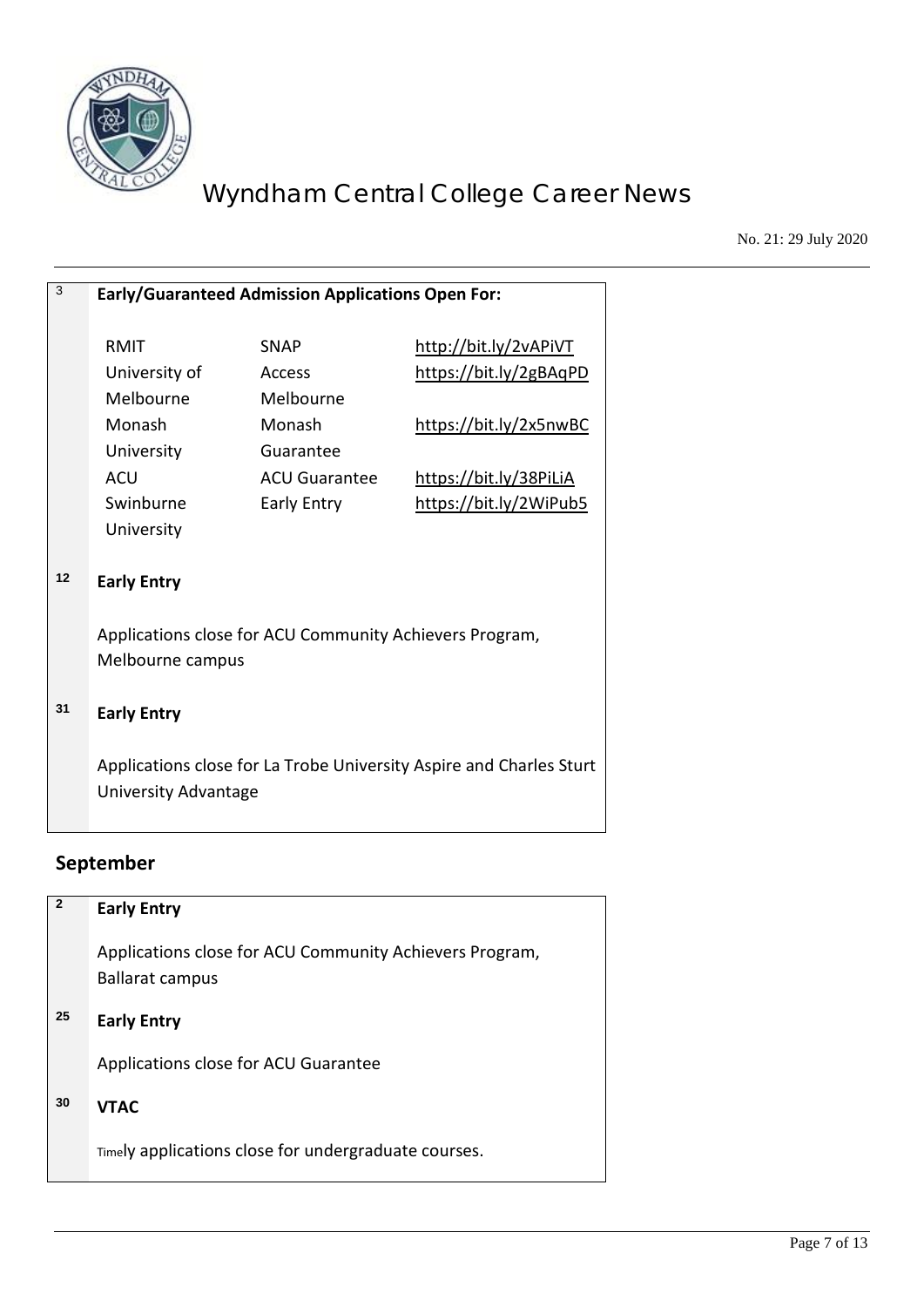| 3 | **Early/Guaranteed Admission Applications Open For:** | | |
|---|---|---|---|
| | RMIT | SNAP | http://bit.ly/2vAPiVT |
| | University of Melbourne | Access Melbourne | https://bit.ly/2gBAqPD |
| | Monash University | Monash Guarantee | https://bit.ly/2x5nwBC |
| | ACU | ACU Guarantee | https://bit.ly/38PiLiA |
| | Swinburne University | Early Entry | https://bit.ly/2WiPub5 |
| 12 | **Early Entry** | | |
| | Applications close for ACU Community Achievers Program, Melbourne campus | | |
| 31 | **Early Entry** | | |
| | Applications close for La Trobe University Aspire and Charles Sturt University Advantage | | |

## September

| 2 | **Early Entry** |
|---|---|
| | Applications close for ACU Community Achievers Program, Ballarat campus |
| 25 | **Early Entry** |
| | Applications close for ACU Guarantee |
| 30 | **VTAC** |
| | Timely applications close for undergraduate courses. |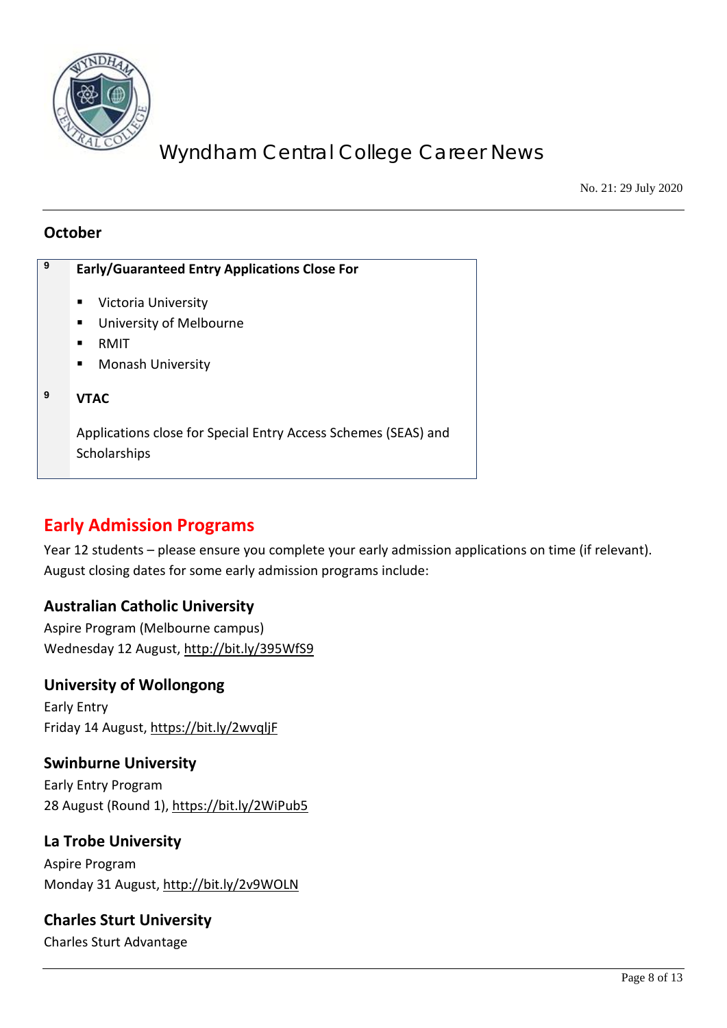## October

| | |
|---|---|
| 9 | **Early/Guaranteed Entry Applications Close For**<br><br>- Victoria University<br>- University of Melbourne<br>- RMIT<br>- Monash University |
| 9 | **VTAC**<br><br>Applications close for Special Entry Access Schemes (SEAS) and Scholarships |

## Early Admission Programs

Year 12 students – please ensure you complete your early admission applications on time (if relevant). August closing dates for some early admission programs include:

### Australian Catholic University

Aspire Program (Melbourne campus)
Wednesday 12 August, http://bit.ly/395WfS9

### University of Wollongong

Early Entry
Friday 14 August, https://bit.ly/2wvqljF

### Swinburne University

Early Entry Program
28 August (Round 1), https://bit.ly/2WiPub5

### La Trobe University

Aspire Program
Monday 31 August, http://bit.ly/2v9WOLN

### Charles Sturt University

Charles Sturt Advantage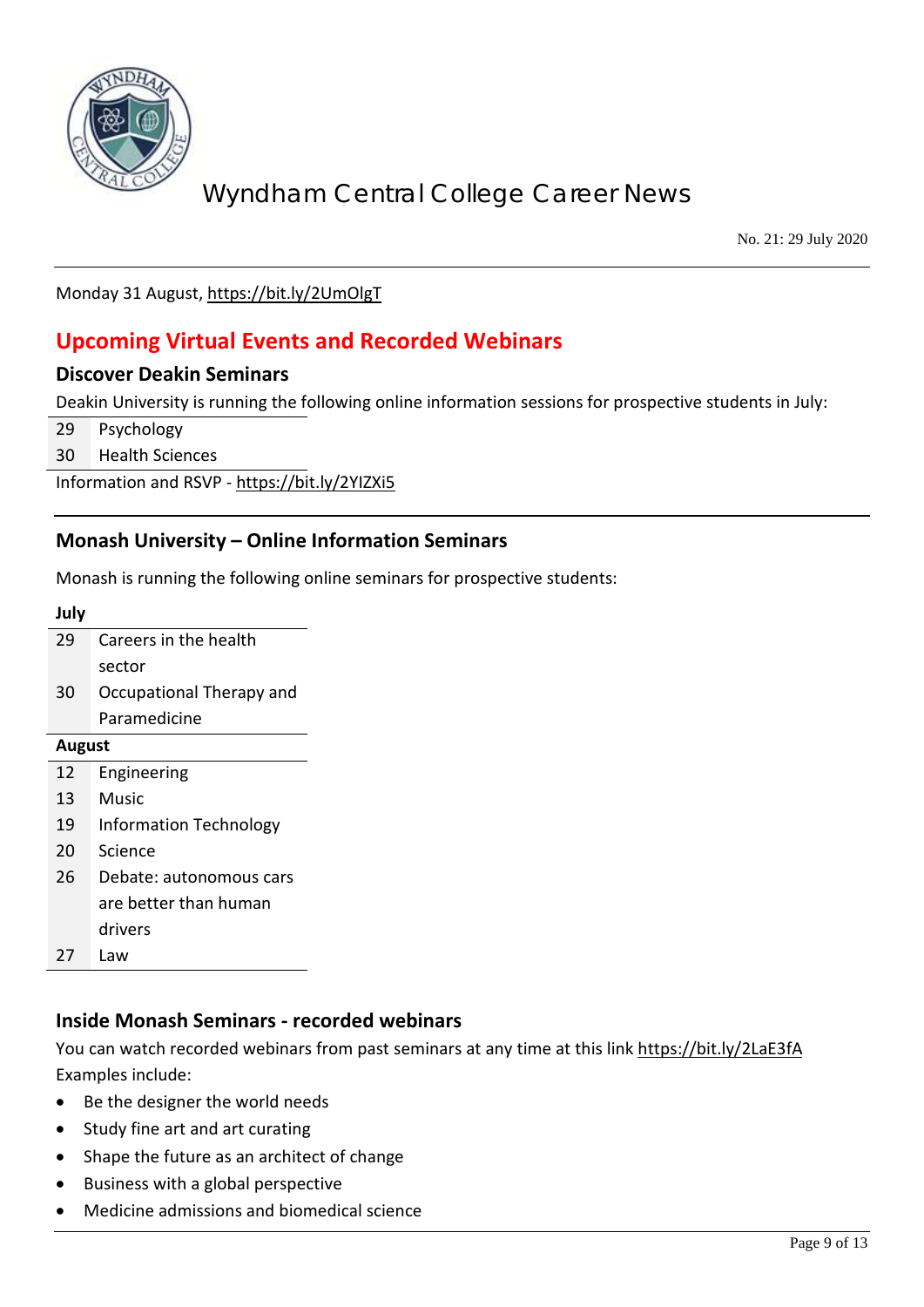Monday 31 August, https://bit.ly/2UmOlgT

## Upcoming Virtual Events and Recorded Webinars

### Discover Deakin Seminars

Deakin University is running the following online information sessions for prospective students in July:

| | |
|---|---|
| 29 | Psychology |
| 30 | Health Sciences |

Information and RSVP - https://bit.ly/2YIZXi5

### Monash University – Online Information Seminars

Monash is running the following online seminars for prospective students:

| **July** | |
|---|---|
| 29 | Careers in the health sector |
| 30 | Occupational Therapy and Paramedicine |
| **August** | |
| 12 | Engineering |
| 13 | Music |
| 19 | Information Technology |
| 20 | Science |
| 26 | Debate: autonomous cars are better than human drivers |
| 27 | Law |

### Inside Monash Seminars - recorded webinars

You can watch recorded webinars from past seminars at any time at this link https://bit.ly/2LaE3fA
Examples include:

- Be the designer the world needs
- Study fine art and art curating
- Shape the future as an architect of change
- Business with a global perspective
- Medicine admissions and biomedical science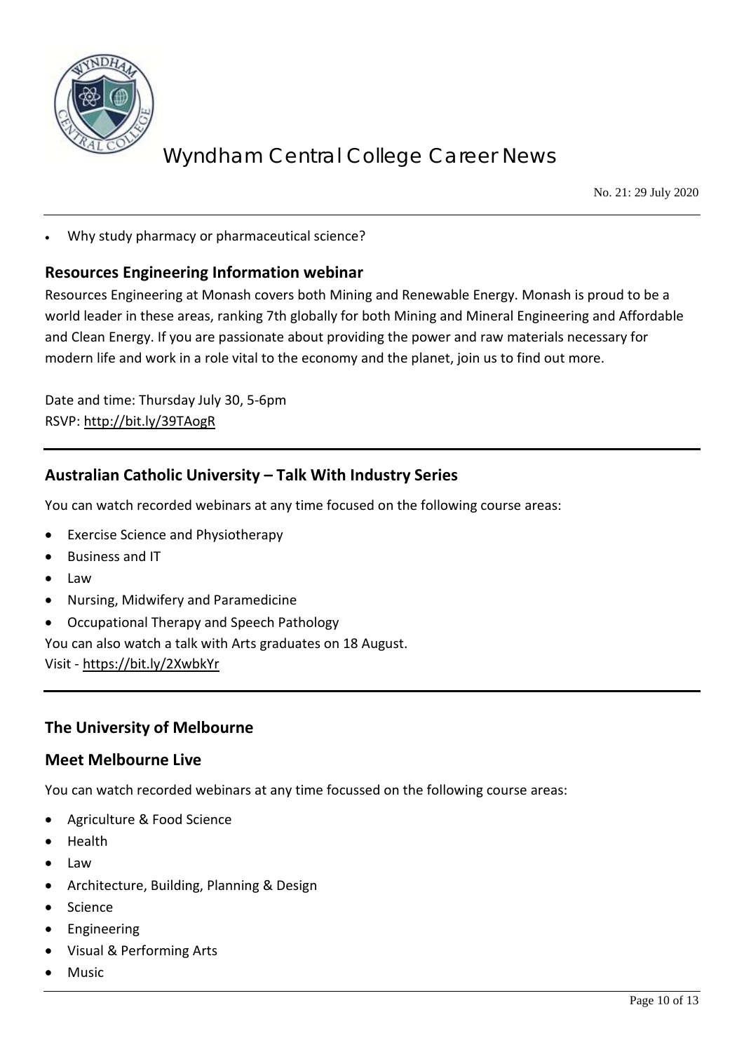- Why study pharmacy or pharmaceutical science?

### Resources Engineering Information webinar

Resources Engineering at Monash covers both Mining and Renewable Energy. Monash is proud to be a world leader in these areas, ranking 7th globally for both Mining and Mineral Engineering and Affordable and Clean Energy. If you are passionate about providing the power and raw materials necessary for modern life and work in a role vital to the economy and the planet, join us to find out more.

Date and time: Thursday July 30, 5-6pm
RSVP: http://bit.ly/39TAogR

### Australian Catholic University – Talk With Industry Series

You can watch recorded webinars at any time focused on the following course areas:

- Exercise Science and Physiotherapy
- Business and IT
- Law
- Nursing, Midwifery and Paramedicine
- Occupational Therapy and Speech Pathology

You can also watch a talk with Arts graduates on 18 August.
Visit - https://bit.ly/2XwbkYr

### The University of Melbourne

### Meet Melbourne Live

You can watch recorded webinars at any time focussed on the following course areas:

- Agriculture & Food Science
- Health
- Law
- Architecture, Building, Planning & Design
- Science
- Engineering
- Visual & Performing Arts
- Music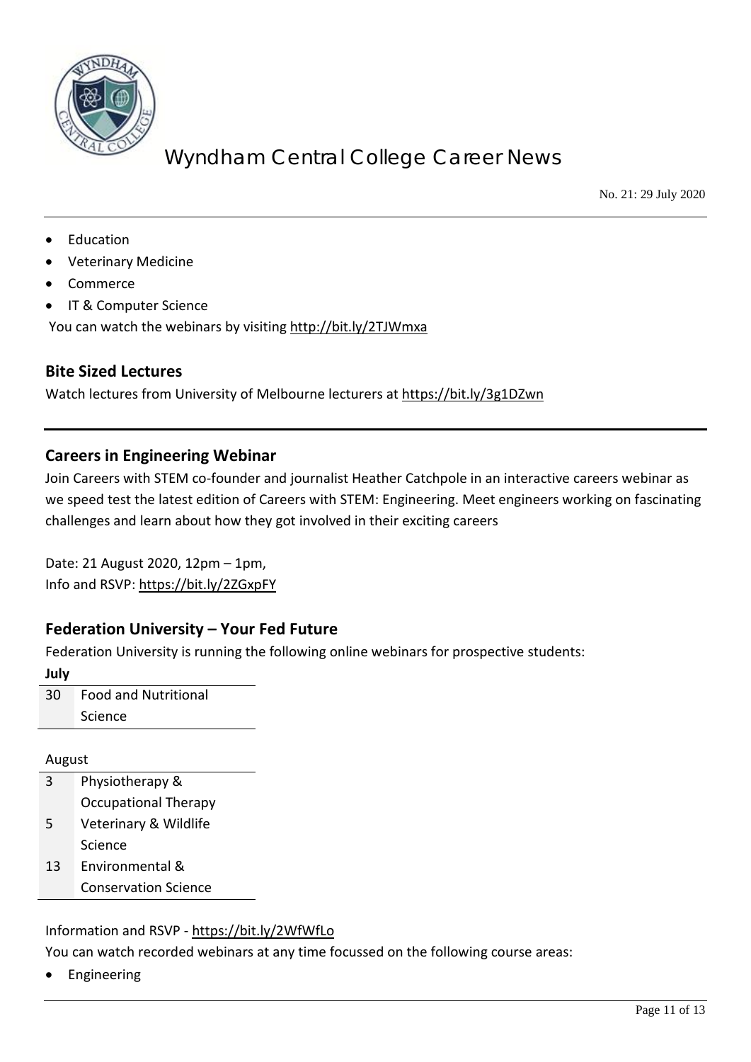- Education
- Veterinary Medicine
- Commerce
- IT & Computer Science

You can watch the webinars by visiting http://bit.ly/2TJWmxa

### Bite Sized Lectures

Watch lectures from University of Melbourne lecturers at https://bit.ly/3g1DZwn

---

### Careers in Engineering Webinar

Join Careers with STEM co-founder and journalist Heather Catchpole in an interactive careers webinar as we speed test the latest edition of Careers with STEM: Engineering. Meet engineers working on fascinating challenges and learn about how they got involved in their exciting careers

Date: 21 August 2020, 12pm – 1pm,
Info and RSVP: https://bit.ly/2ZGxpFY

### Federation University – Your Fed Future

Federation University is running the following online webinars for prospective students:

| **July** | |
|---|---|
| 30 | Food and Nutritional Science |

| August | |
|---|---|
| 3 | Physiotherapy & Occupational Therapy |
| 5 | Veterinary & Wildlife Science |
| 13 | Environmental & Conservation Science |

Information and RSVP - https://bit.ly/2WfWfLo

You can watch recorded webinars at any time focussed on the following course areas:

- Engineering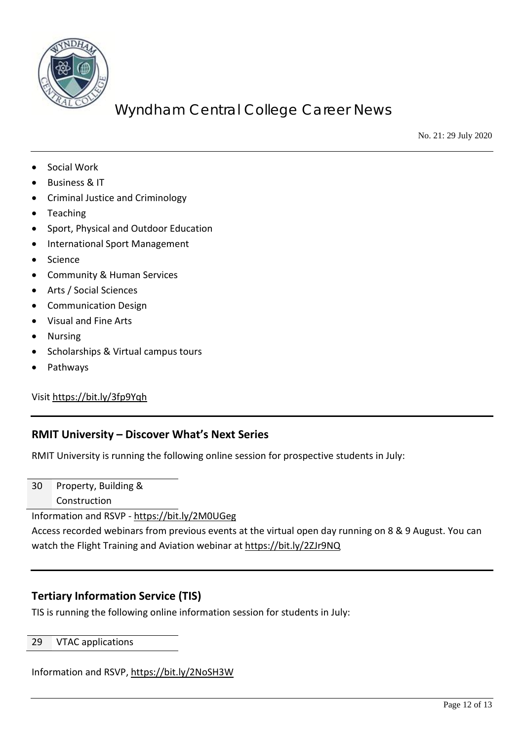- Social Work
- Business & IT
- Criminal Justice and Criminology
- Teaching
- Sport, Physical and Outdoor Education
- International Sport Management
- Science
- Community & Human Services
- Arts / Social Sciences
- Communication Design
- Visual and Fine Arts
- Nursing
- Scholarships & Virtual campus tours
- Pathways

Visit https://bit.ly/3fp9Yqh

## RMIT University – Discover What's Next Series

RMIT University is running the following online session for prospective students in July:

| | |
|---|---|
| 30 | Property, Building & Construction |

Information and RSVP - https://bit.ly/2M0UGeg

Access recorded webinars from previous events at the virtual open day running on 8 & 9 August. You can watch the Flight Training and Aviation webinar at https://bit.ly/2ZJr9NQ

## Tertiary Information Service (TIS)

TIS is running the following online information session for students in July:

| | |
|---|---|
| 29 | VTAC applications |

Information and RSVP, https://bit.ly/2NoSH3W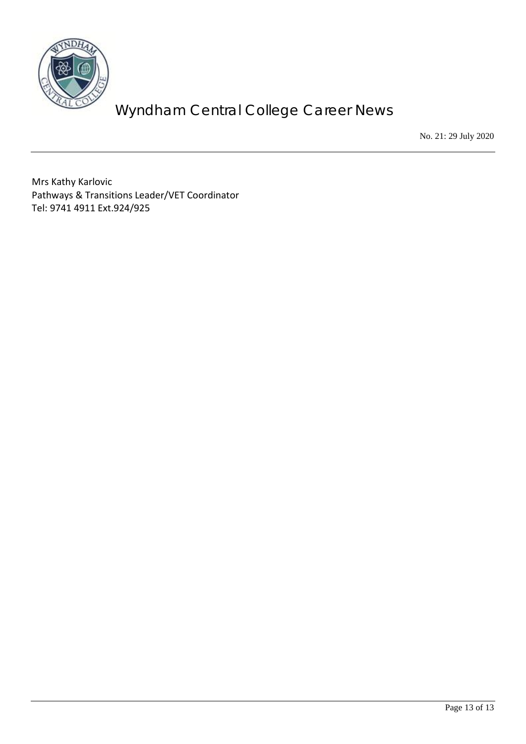Mrs Kathy Karlovic
Pathways & Transitions Leader/VET Coordinator
Tel: 9741 4911 Ext.924/925